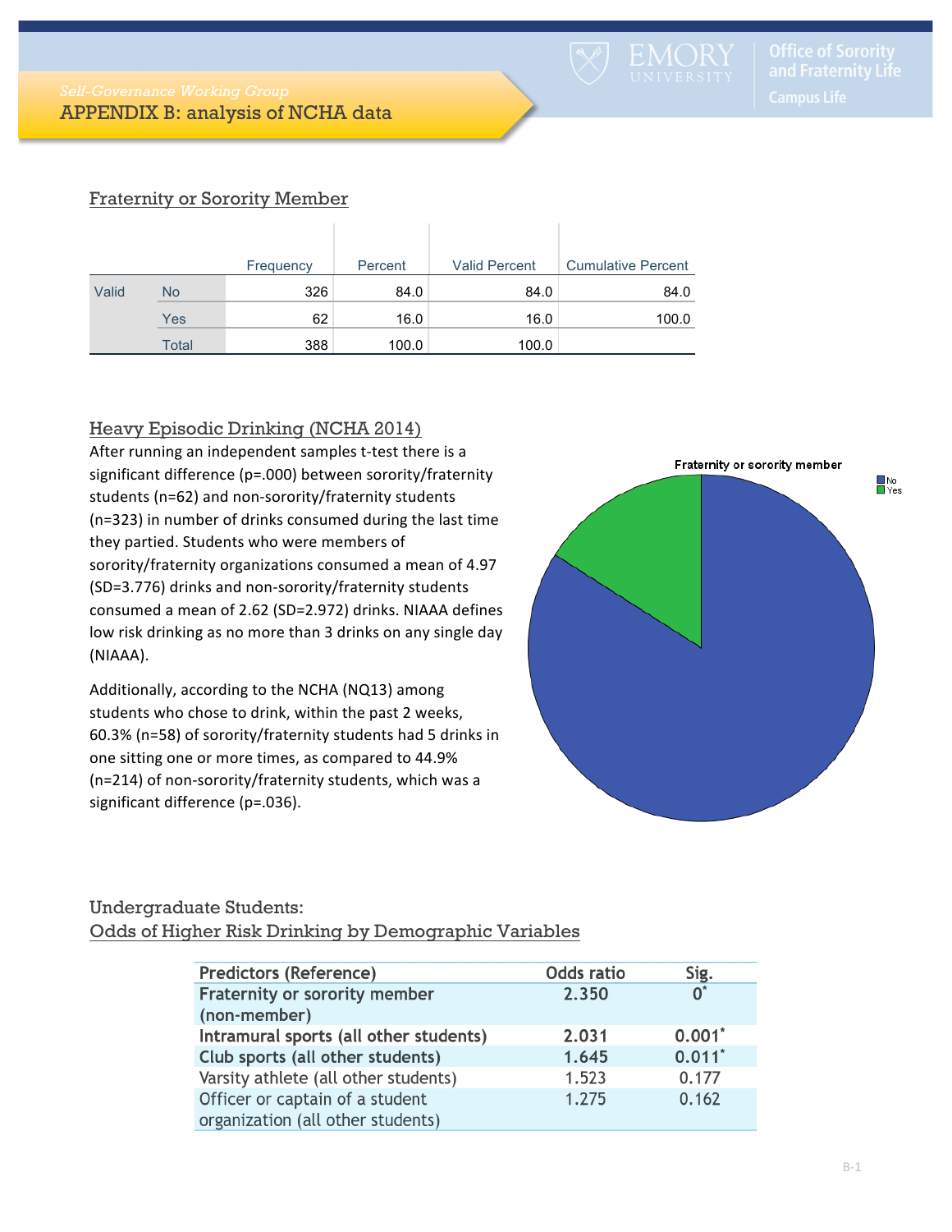*Self-Governance Working Group*

# APPENDIX B: analysis of NCHA data

## Fraternity or Sorority Member

| | | Frequency | Percent | Valid Percent | Cumulative Percent |
|---|---|---|---|---|---|
| Valid | No | 326 | 84.0 | 84.0 | 84.0 |
| | Yes | 62 | 16.0 | 16.0 | 100.0 |
| | Total | 388 | 100.0 | 100.0 | |

## Heavy Episodic Drinking (NCHA 2014)

After running an independent samples t-test there is a significant difference (p=.000) between sorority/fraternity students (n=62) and non-sorority/fraternity students (n=323) in number of drinks consumed during the last time they partied. Students who were members of sorority/fraternity organizations consumed a mean of 4.97 (SD=3.776) drinks and non-sorority/fraternity students consumed a mean of 2.62 (SD=2.972) drinks. NIAAA defines low risk drinking as no more than 3 drinks on any single day (NIAAA).

Additionally, according to the NCHA (NQ13) among students who chose to drink, within the past 2 weeks, 60.3% (n=58) of sorority/fraternity students had 5 drinks in one sitting one or more times, as compared to 44.9% (n=214) of non-sorority/fraternity students, which was a significant difference (p=.036).

Fraternity or sorority member

No
Yes

## Undergraduate Students: Odds of Higher Risk Drinking by Demographic Variables

| Predictors (Reference) | Odds ratio | Sig. |
|---|---|---|
| **Fraternity or sorority member (non-member)** | **2.350** | **0***  |
| **Intramural sports (all other students)** | **2.031** | **0.001*** |
| **Club sports (all other students)** | **1.645** | **0.011*** |
| Varsity athlete (all other students) | 1.523 | 0.177 |
| Officer or captain of a student organization (all other students) | 1.275 | 0.162 |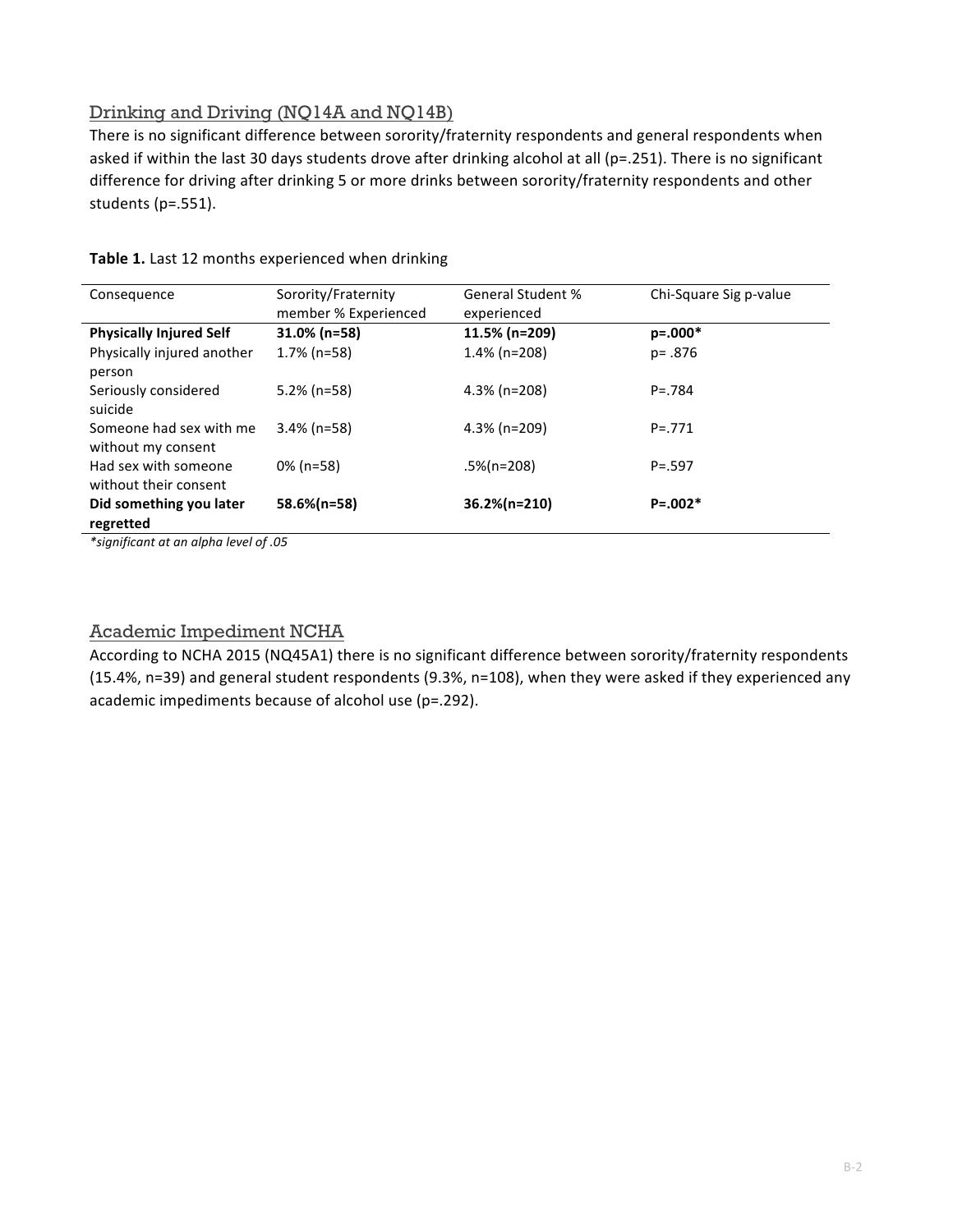## Drinking and Driving (NQ14A and NQ14B)

There is no significant difference between sorority/fraternity respondents and general respondents when asked if within the last 30 days students drove after drinking alcohol at all (p=.251). There is no significant difference for driving after drinking 5 or more drinks between sorority/fraternity respondents and other students (p=.551).

**Table 1.** Last 12 months experienced when drinking

| Consequence | Sorority/Fraternity member % Experienced | General Student % experienced | Chi-Square Sig p-value |
|---|---|---|---|
| **Physically Injured Self** | **31.0% (n=58)** | **11.5% (n=209)** | **p=.000*** |
| Physically injured another person | 1.7% (n=58) | 1.4% (n=208) | p= .876 |
| Seriously considered suicide | 5.2% (n=58) | 4.3% (n=208) | P=.784 |
| Someone had sex with me without my consent | 3.4% (n=58) | 4.3% (n=209) | P=.771 |
| Had sex with someone without their consent | 0% (n=58) | .5%(n=208) | P=.597 |
| **Did something you later regretted** | **58.6%(n=58)** | **36.2%(n=210)** | **P=.002*** |

*\*significant at an alpha level of .05*

## Academic Impediment NCHA

According to NCHA 2015 (NQ45A1) there is no significant difference between sorority/fraternity respondents (15.4%, n=39) and general student respondents (9.3%, n=108), when they were asked if they experienced any academic impediments because of alcohol use (p=.292).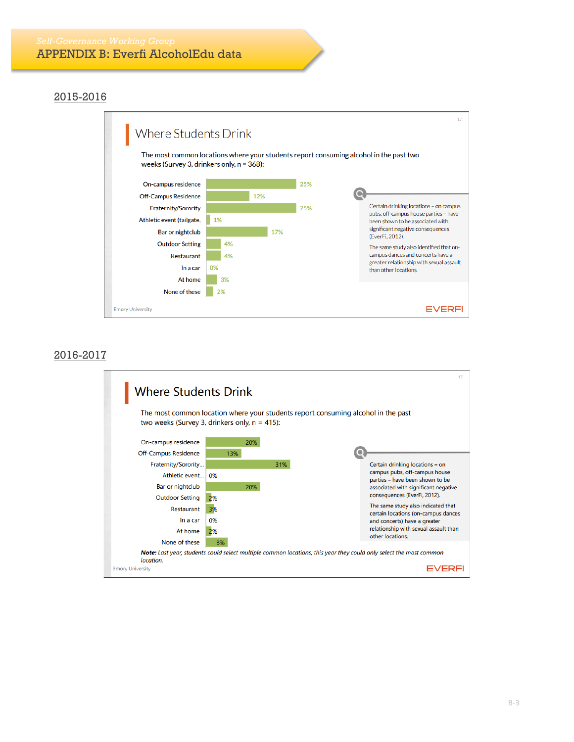*Self-Governance Working Group*

# APPENDIX B: Everfi AlcoholEdu data

## 2015-2016

### Where Students Drink

The most common locations where your students report consuming alcohol in the past two weeks (Survey 3, drinkers only, n = 368):

| Location | Percent |
|---|---|
| On-campus residence | 25% |
| Off-Campus Residence | 12% |
| Fraternity/Sorority | 25% |
| Athletic event (tailgate, | 1% |
| Bar or nightclub | 17% |
| Outdoor Setting | 4% |
| Restaurant | 4% |
| In a car | 0% |
| At home | 3% |
| None of these | 2% |

Certain drinking locations – on campus pubs, off-campus house parties – have been shown to be associated with significant negative consequences (EverFi, 2012).

The same study also identified that on-campus dances and concerts have a greater relationship with sexual assault than other locations.

Emory University

EVERFI

## 2016-2017

### Where Students Drink

The most common location where your students report consuming alcohol in the past two weeks (Survey 3, drinkers only, n = 415):

| Location | Percent |
|---|---|
| On-campus residence | 20% |
| Off-Campus Residence | 13% |
| Fraternity/Sorority... | 31% |
| Athletic event... | 0% |
| Bar or nightclub | 20% |
| Outdoor Setting | 2% |
| Restaurant | 3% |
| In a car | 0% |
| At home | 2% |
| None of these | 8% |

Certain drinking locations – on campus pubs, off-campus house parties – have been shown to be associated with significant negative consequences (EverFi, 2012).

The same study also indicated that certain locations (on-campus dances and concerts) have a greater relationship with sexual assault than other locations.

***Note:*** *Last year, students could select multiple common locations; this year they could only select the most common location.*

Emory University

EVERFI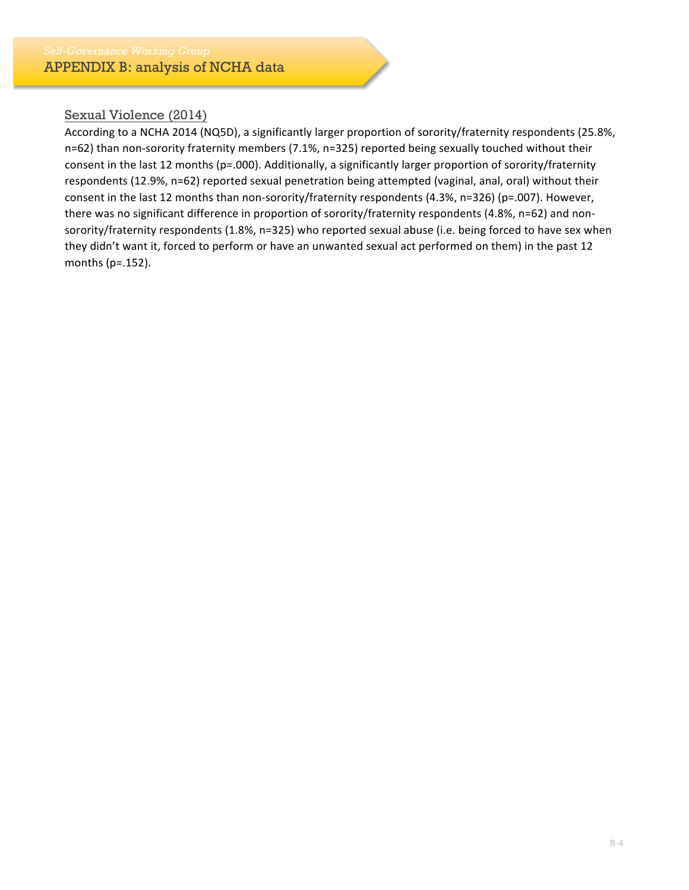## Sexual Violence (2014)

According to a NCHA 2014 (NQ5D), a significantly larger proportion of sorority/fraternity respondents (25.8%, n=62) than non-sorority fraternity members (7.1%, n=325) reported being sexually touched without their consent in the last 12 months (p=.000). Additionally, a significantly larger proportion of sorority/fraternity respondents (12.9%, n=62) reported sexual penetration being attempted (vaginal, anal, oral) without their consent in the last 12 months than non-sorority/fraternity respondents (4.3%, n=326) (p=.007). However, there was no significant difference in proportion of sorority/fraternity respondents (4.8%, n=62) and non-sorority/fraternity respondents (1.8%, n=325) who reported sexual abuse (i.e. being forced to have sex when they didn't want it, forced to perform or have an unwanted sexual act performed on them) in the past 12 months (p=.152).